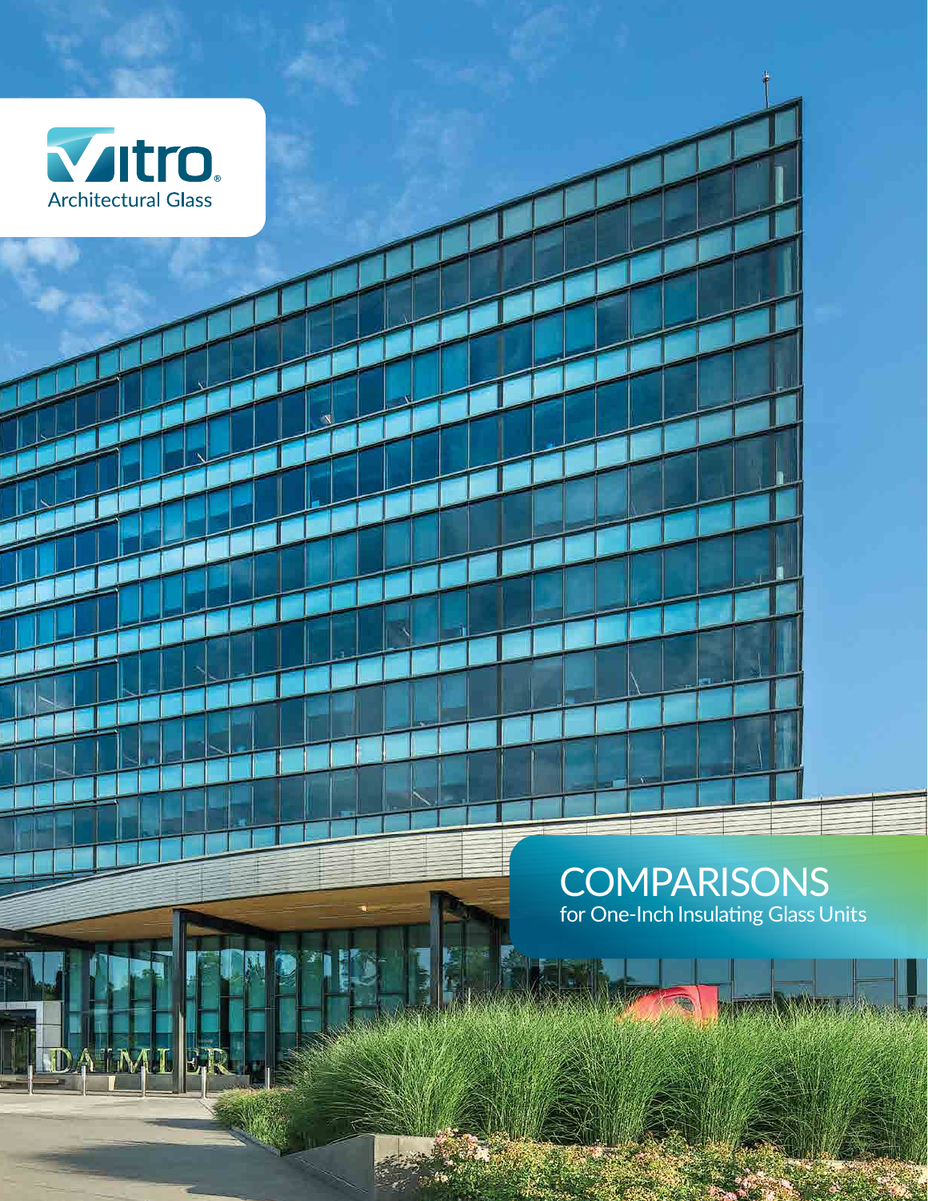Vitro®

Architectural Glass

# COMPARISONS

for One-Inch Insulating Glass Units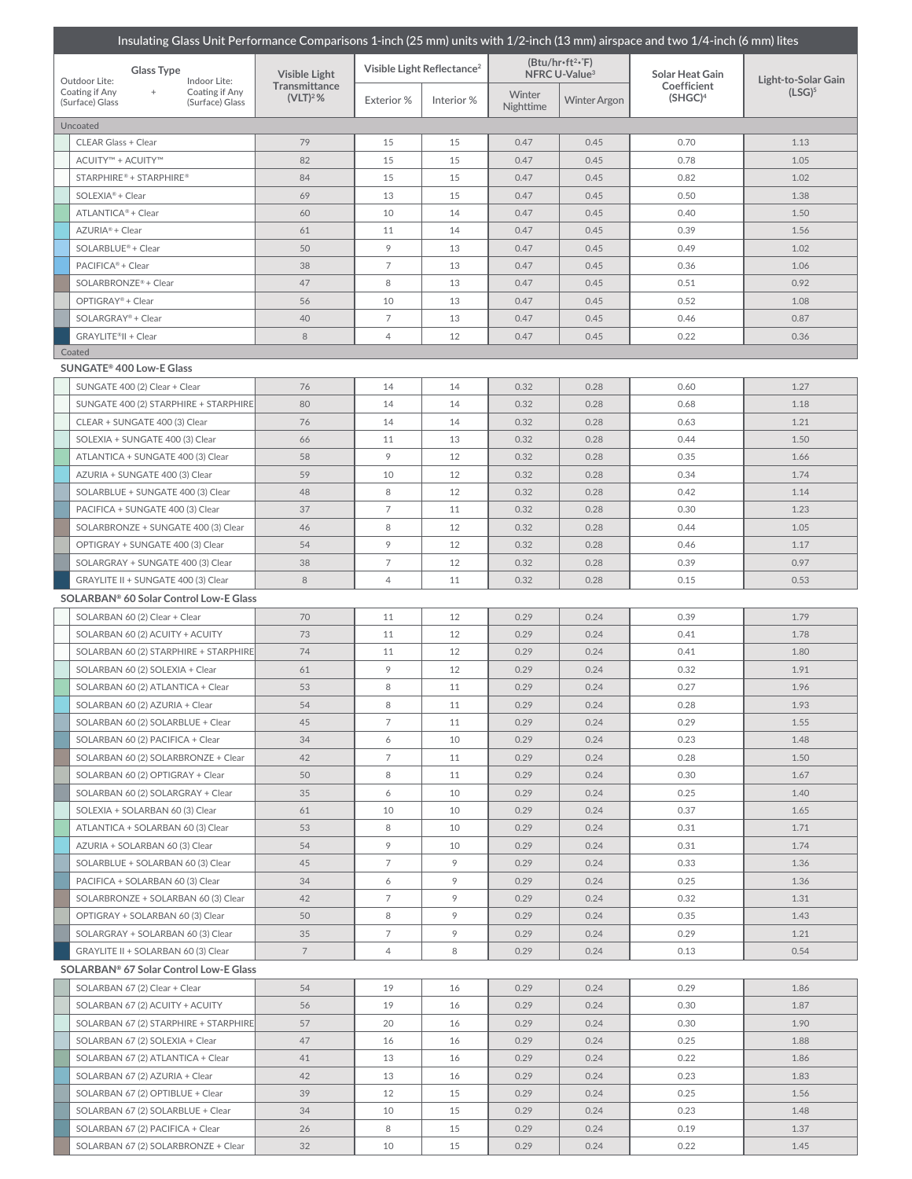| Insulating Glass Unit Performance Comparisons 1-inch (25 mm) units with 1/2-inch (13 mm) airspace and two 1/4-inch (6 mm) lites | | | | | | | |
|---|---|---|---|---|---|---|---|
| Glass Type<br>Outdoor Lite: Coating if Any (Surface) Glass + Indoor Lite: Coating if Any (Surface) Glass | Visible Light Transmittance (VLT)[2] % | Visible Light Reflectance[2] | | (Btu/hr•ft²•°F) NFRC U-Value[3] | | Solar Heat Gain Coefficient (SHGC)[4] | Light-to-Solar Gain (LSG)[5] |
| | | Exterior % | Interior % | Winter Nighttime | Winter Argon | | |
| **Uncoated** | | | | | | | |
| CLEAR Glass + Clear | 79 | 15 | 15 | 0.47 | 0.45 | 0.70 | 1.13 |
| ACUITY™ + ACUITY™ | 82 | 15 | 15 | 0.47 | 0.45 | 0.78 | 1.05 |
| STARPHIRE® + STARPHIRE® | 84 | 15 | 15 | 0.47 | 0.45 | 0.82 | 1.02 |
| SOLEXIA® + Clear | 69 | 13 | 15 | 0.47 | 0.45 | 0.50 | 1.38 |
| ATLANTICA® + Clear | 60 | 10 | 14 | 0.47 | 0.45 | 0.40 | 1.50 |
| AZURIA® + Clear | 61 | 11 | 14 | 0.47 | 0.45 | 0.39 | 1.56 |
| SOLARBLUE® + Clear | 50 | 9 | 13 | 0.47 | 0.45 | 0.49 | 1.02 |
| PACIFICA® + Clear | 38 | 7 | 13 | 0.47 | 0.45 | 0.36 | 1.06 |
| SOLARBRONZE® + Clear | 47 | 8 | 13 | 0.47 | 0.45 | 0.51 | 0.92 |
| OPTIGRAY® + Clear | 56 | 10 | 13 | 0.47 | 0.45 | 0.52 | 1.08 |
| SOLARGRAY® + Clear | 40 | 7 | 13 | 0.47 | 0.45 | 0.46 | 0.87 |
| GRAYLITE®II + Clear | 8 | 4 | 12 | 0.47 | 0.45 | 0.22 | 0.36 |
| **Coated** | | | | | | | |
| **SUNGATE® 400 Low-E Glass** | | | | | | | |
| SUNGATE 400 (2) Clear + Clear | 76 | 14 | 14 | 0.32 | 0.28 | 0.60 | 1.27 |
| SUNGATE 400 (2) STARPHIRE + STARPHIRE | 80 | 14 | 14 | 0.32 | 0.28 | 0.68 | 1.18 |
| CLEAR + SUNGATE 400 (3) Clear | 76 | 14 | 14 | 0.32 | 0.28 | 0.63 | 1.21 |
| SOLEXIA + SUNGATE 400 (3) Clear | 66 | 11 | 13 | 0.32 | 0.28 | 0.44 | 1.50 |
| ATLANTICA + SUNGATE 400 (3) Clear | 58 | 9 | 12 | 0.32 | 0.28 | 0.35 | 1.66 |
| AZURIA + SUNGATE 400 (3) Clear | 59 | 10 | 12 | 0.32 | 0.28 | 0.34 | 1.74 |
| SOLARBLUE + SUNGATE 400 (3) Clear | 48 | 8 | 12 | 0.32 | 0.28 | 0.42 | 1.14 |
| PACIFICA + SUNGATE 400 (3) Clear | 37 | 7 | 11 | 0.32 | 0.28 | 0.30 | 1.23 |
| SOLARBRONZE + SUNGATE 400 (3) Clear | 46 | 8 | 12 | 0.32 | 0.28 | 0.44 | 1.05 |
| OPTIGRAY + SUNGATE 400 (3) Clear | 54 | 9 | 12 | 0.32 | 0.28 | 0.46 | 1.17 |
| SOLARGRAY + SUNGATE 400 (3) Clear | 38 | 7 | 12 | 0.32 | 0.28 | 0.39 | 0.97 |
| GRAYLITE II + SUNGATE 400 (3) Clear | 8 | 4 | 11 | 0.32 | 0.28 | 0.15 | 0.53 |
| **SOLARBAN® 60 Solar Control Low-E Glass** | | | | | | | |
| SOLARBAN 60 (2) Clear + Clear | 70 | 11 | 12 | 0.29 | 0.24 | 0.39 | 1.79 |
| SOLARBAN 60 (2) ACUITY + ACUITY | 73 | 11 | 12 | 0.29 | 0.24 | 0.41 | 1.78 |
| SOLARBAN 60 (2) STARPHIRE + STARPHIRE | 74 | 11 | 12 | 0.29 | 0.24 | 0.41 | 1.80 |
| SOLARBAN 60 (2) SOLEXIA + Clear | 61 | 9 | 12 | 0.29 | 0.24 | 0.32 | 1.91 |
| SOLARBAN 60 (2) ATLANTICA + Clear | 53 | 8 | 11 | 0.29 | 0.24 | 0.27 | 1.96 |
| SOLARBAN 60 (2) AZURIA + Clear | 54 | 8 | 11 | 0.29 | 0.24 | 0.28 | 1.93 |
| SOLARBAN 60 (2) SOLARBLUE + Clear | 45 | 7 | 11 | 0.29 | 0.24 | 0.29 | 1.55 |
| SOLARBAN 60 (2) PACIFICA + Clear | 34 | 6 | 10 | 0.29 | 0.24 | 0.23 | 1.48 |
| SOLARBAN 60 (2) SOLARBRONZE + Clear | 42 | 7 | 11 | 0.29 | 0.24 | 0.28 | 1.50 |
| SOLARBAN 60 (2) OPTIGRAY + Clear | 50 | 8 | 11 | 0.29 | 0.24 | 0.30 | 1.67 |
| SOLARBAN 60 (2) SOLARGRAY + Clear | 35 | 6 | 10 | 0.29 | 0.24 | 0.25 | 1.40 |
| SOLEXIA + SOLARBAN 60 (3) Clear | 61 | 10 | 10 | 0.29 | 0.24 | 0.37 | 1.65 |
| ATLANTICA + SOLARBAN 60 (3) Clear | 53 | 8 | 10 | 0.29 | 0.24 | 0.31 | 1.71 |
| AZURIA + SOLARBAN 60 (3) Clear | 54 | 9 | 10 | 0.29 | 0.24 | 0.31 | 1.74 |
| SOLARBLUE + SOLARBAN 60 (3) Clear | 45 | 7 | 9 | 0.29 | 0.24 | 0.33 | 1.36 |
| PACIFICA + SOLARBAN 60 (3) Clear | 34 | 6 | 9 | 0.29 | 0.24 | 0.25 | 1.36 |
| SOLARBRONZE + SOLARBAN 60 (3) Clear | 42 | 7 | 9 | 0.29 | 0.24 | 0.32 | 1.31 |
| OPTIGRAY + SOLARBAN 60 (3) Clear | 50 | 8 | 9 | 0.29 | 0.24 | 0.35 | 1.43 |
| SOLARGRAY + SOLARBAN 60 (3) Clear | 35 | 7 | 9 | 0.29 | 0.24 | 0.29 | 1.21 |
| GRAYLITE II + SOLARBAN 60 (3) Clear | 7 | 4 | 8 | 0.29 | 0.24 | 0.13 | 0.54 |
| **SOLARBAN® 67 Solar Control Low-E Glass** | | | | | | | |
| SOLARBAN 67 (2) Clear + Clear | 54 | 19 | 16 | 0.29 | 0.24 | 0.29 | 1.86 |
| SOLARBAN 67 (2) ACUITY + ACUITY | 56 | 19 | 16 | 0.29 | 0.24 | 0.30 | 1.87 |
| SOLARBAN 67 (2) STARPHIRE + STARPHIRE | 57 | 20 | 16 | 0.29 | 0.24 | 0.30 | 1.90 |
| SOLARBAN 67 (2) SOLEXIA + Clear | 47 | 16 | 16 | 0.29 | 0.24 | 0.25 | 1.88 |
| SOLARBAN 67 (2) ATLANTICA + Clear | 41 | 13 | 16 | 0.29 | 0.24 | 0.22 | 1.86 |
| SOLARBAN 67 (2) AZURIA + Clear | 42 | 13 | 16 | 0.29 | 0.24 | 0.23 | 1.83 |
| SOLARBAN 67 (2) OPTIBLUE + Clear | 39 | 12 | 15 | 0.29 | 0.24 | 0.25 | 1.56 |
| SOLARBAN 67 (2) SOLARBLUE + Clear | 34 | 10 | 15 | 0.29 | 0.24 | 0.23 | 1.48 |
| SOLARBAN 67 (2) PACIFICA + Clear | 26 | 8 | 15 | 0.29 | 0.24 | 0.19 | 1.37 |
| SOLARBAN 67 (2) SOLARBRONZE + Clear | 32 | 10 | 15 | 0.29 | 0.24 | 0.22 | 1.45 |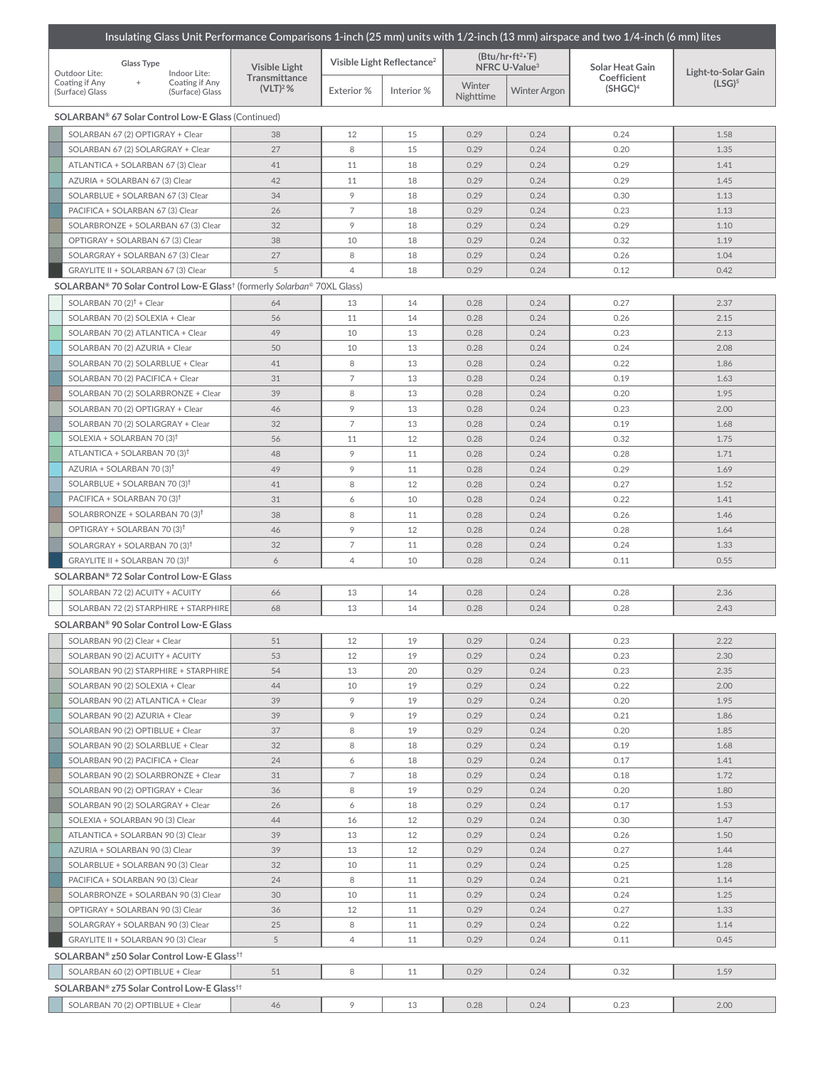| Insulating Glass Unit Performance Comparisons 1-inch (25 mm) units with 1/2-inch (13 mm) airspace and two 1/4-inch (6 mm) lites | | | | | | | |
|---|---|---|---|---|---|---|---|
| Glass Type<br>Outdoor Lite: Coating if Any (Surface) Glass + Indoor Lite: Coating if Any (Surface) Glass | Visible Light Transmittance (VLT)[2] % | Visible Light Reflectance[2] | | (Btu/hr•ft²•°F) NFRC U-Value[3] | | Solar Heat Gain Coefficient (SHGC)[4] | Light-to-Solar Gain (LSG)[5] |
| | | Exterior % | Interior % | Winter Nighttime | Winter Argon | | |
| **SOLARBAN® 67 Solar Control Low-E Glass** (Continued) | | | | | | | |
| SOLARBAN 67 (2) OPTIGRAY + Clear | 38 | 12 | 15 | 0.29 | 0.24 | 0.24 | 1.58 |
| SOLARBAN 67 (2) SOLARGRAY + Clear | 27 | 8 | 15 | 0.29 | 0.24 | 0.20 | 1.35 |
| ATLANTICA + SOLARBAN 67 (3) Clear | 41 | 11 | 18 | 0.29 | 0.24 | 0.29 | 1.41 |
| AZURIA + SOLARBAN 67 (3) Clear | 42 | 11 | 18 | 0.29 | 0.24 | 0.29 | 1.45 |
| SOLARBLUE + SOLARBAN 67 (3) Clear | 34 | 9 | 18 | 0.29 | 0.24 | 0.30 | 1.13 |
| PACIFICA + SOLARBAN 67 (3) Clear | 26 | 7 | 18 | 0.29 | 0.24 | 0.23 | 1.13 |
| SOLARBRONZE + SOLARBAN 67 (3) Clear | 32 | 9 | 18 | 0.29 | 0.24 | 0.29 | 1.10 |
| OPTIGRAY + SOLARBAN 67 (3) Clear | 38 | 10 | 18 | 0.29 | 0.24 | 0.32 | 1.19 |
| SOLARGRAY + SOLARBAN 67 (3) Clear | 27 | 8 | 18 | 0.29 | 0.24 | 0.26 | 1.04 |
| GRAYLITE II + SOLARBAN 67 (3) Clear | 5 | 4 | 18 | 0.29 | 0.24 | 0.12 | 0.42 |
| **SOLARBAN® 70 Solar Control Low-E Glass**† (formerly *Solarban®* 70XL Glass) | | | | | | | |
| SOLARBAN 70 (2)† + Clear | 64 | 13 | 14 | 0.28 | 0.24 | 0.27 | 2.37 |
| SOLARBAN 70 (2) SOLEXIA + Clear | 56 | 11 | 14 | 0.28 | 0.24 | 0.26 | 2.15 |
| SOLARBAN 70 (2) ATLANTICA + Clear | 49 | 10 | 13 | 0.28 | 0.24 | 0.23 | 2.13 |
| SOLARBAN 70 (2) AZURIA + Clear | 50 | 10 | 13 | 0.28 | 0.24 | 0.24 | 2.08 |
| SOLARBAN 70 (2) SOLARBLUE + Clear | 41 | 8 | 13 | 0.28 | 0.24 | 0.22 | 1.86 |
| SOLARBAN 70 (2) PACIFICA + Clear | 31 | 7 | 13 | 0.28 | 0.24 | 0.19 | 1.63 |
| SOLARBAN 70 (2) SOLARBRONZE + Clear | 39 | 8 | 13 | 0.28 | 0.24 | 0.20 | 1.95 |
| SOLARBAN 70 (2) OPTIGRAY + Clear | 46 | 9 | 13 | 0.28 | 0.24 | 0.23 | 2.00 |
| SOLARBAN 70 (2) SOLARGRAY + Clear | 32 | 7 | 13 | 0.28 | 0.24 | 0.19 | 1.68 |
| SOLEXIA + SOLARBAN 70 (3)† | 56 | 11 | 12 | 0.28 | 0.24 | 0.32 | 1.75 |
| ATLANTICA + SOLARBAN 70 (3)† | 48 | 9 | 11 | 0.28 | 0.24 | 0.28 | 1.71 |
| AZURIA + SOLARBAN 70 (3)† | 49 | 9 | 11 | 0.28 | 0.24 | 0.29 | 1.69 |
| SOLARBLUE + SOLARBAN 70 (3)† | 41 | 8 | 12 | 0.28 | 0.24 | 0.27 | 1.52 |
| PACIFICA + SOLARBAN 70 (3)† | 31 | 6 | 10 | 0.28 | 0.24 | 0.22 | 1.41 |
| SOLARBRONZE + SOLARBAN 70 (3)† | 38 | 8 | 11 | 0.28 | 0.24 | 0.26 | 1.46 |
| OPTIGRAY + SOLARBAN 70 (3)† | 46 | 9 | 12 | 0.28 | 0.24 | 0.28 | 1.64 |
| SOLARGRAY + SOLARBAN 70 (3)† | 32 | 7 | 11 | 0.28 | 0.24 | 0.24 | 1.33 |
| GRAYLITE II + SOLARBAN 70 (3)† | 6 | 4 | 10 | 0.28 | 0.24 | 0.11 | 0.55 |
| **SOLARBAN® 72 Solar Control Low-E Glass** | | | | | | | |
| SOLARBAN 72 (2) ACUITY + ACUITY | 66 | 13 | 14 | 0.28 | 0.24 | 0.28 | 2.36 |
| SOLARBAN 72 (2) STARPHIRE + STARPHIRE | 68 | 13 | 14 | 0.28 | 0.24 | 0.28 | 2.43 |
| **SOLARBAN® 90 Solar Control Low-E Glass** | | | | | | | |
| SOLARBAN 90 (2) Clear + Clear | 51 | 12 | 19 | 0.29 | 0.24 | 0.23 | 2.22 |
| SOLARBAN 90 (2) ACUITY + ACUITY | 53 | 12 | 19 | 0.29 | 0.24 | 0.23 | 2.30 |
| SOLARBAN 90 (2) STARPHIRE + STARPHIRE | 54 | 13 | 20 | 0.29 | 0.24 | 0.23 | 2.35 |
| SOLARBAN 90 (2) SOLEXIA + Clear | 44 | 10 | 19 | 0.29 | 0.24 | 0.22 | 2.00 |
| SOLARBAN 90 (2) ATLANTICA + Clear | 39 | 9 | 19 | 0.29 | 0.24 | 0.20 | 1.95 |
| SOLARBAN 90 (2) AZURIA + Clear | 39 | 9 | 19 | 0.29 | 0.24 | 0.21 | 1.86 |
| SOLARBAN 90 (2) OPTIBLUE + Clear | 37 | 8 | 19 | 0.29 | 0.24 | 0.20 | 1.85 |
| SOLARBAN 90 (2) SOLARBLUE + Clear | 32 | 8 | 18 | 0.29 | 0.24 | 0.19 | 1.68 |
| SOLARBAN 90 (2) PACIFICA + Clear | 24 | 6 | 18 | 0.29 | 0.24 | 0.17 | 1.41 |
| SOLARBAN 90 (2) SOLARBRONZE + Clear | 31 | 7 | 18 | 0.29 | 0.24 | 0.18 | 1.72 |
| SOLARBAN 90 (2) OPTIGRAY + Clear | 36 | 8 | 19 | 0.29 | 0.24 | 0.20 | 1.80 |
| SOLARBAN 90 (2) SOLARGRAY + Clear | 26 | 6 | 18 | 0.29 | 0.24 | 0.17 | 1.53 |
| SOLEXIA + SOLARBAN 90 (3) Clear | 44 | 16 | 12 | 0.29 | 0.24 | 0.30 | 1.47 |
| ATLANTICA + SOLARBAN 90 (3) Clear | 39 | 13 | 12 | 0.29 | 0.24 | 0.26 | 1.50 |
| AZURIA + SOLARBAN 90 (3) Clear | 39 | 13 | 12 | 0.29 | 0.24 | 0.27 | 1.44 |
| SOLARBLUE + SOLARBAN 90 (3) Clear | 32 | 10 | 11 | 0.29 | 0.24 | 0.25 | 1.28 |
| PACIFICA + SOLARBAN 90 (3) Clear | 24 | 8 | 11 | 0.29 | 0.24 | 0.21 | 1.14 |
| SOLARBRONZE + SOLARBAN 90 (3) Clear | 30 | 10 | 11 | 0.29 | 0.24 | 0.24 | 1.25 |
| OPTIGRAY + SOLARBAN 90 (3) Clear | 36 | 12 | 11 | 0.29 | 0.24 | 0.27 | 1.33 |
| SOLARGRAY + SOLARBAN 90 (3) Clear | 25 | 8 | 11 | 0.29 | 0.24 | 0.22 | 1.14 |
| GRAYLITE II + SOLARBAN 90 (3) Clear | 5 | 4 | 11 | 0.29 | 0.24 | 0.11 | 0.45 |
| **SOLARBAN® z50 Solar Control Low-E Glass**†† | | | | | | | |
| SOLARBAN 60 (2) OPTIBLUE + Clear | 51 | 8 | 11 | 0.29 | 0.24 | 0.32 | 1.59 |
| **SOLARBAN® z75 Solar Control Low-E Glass**†† | | | | | | | |
| SOLARBAN 70 (2) OPTIBLUE + Clear | 46 | 9 | 13 | 0.28 | 0.24 | 0.23 | 2.00 |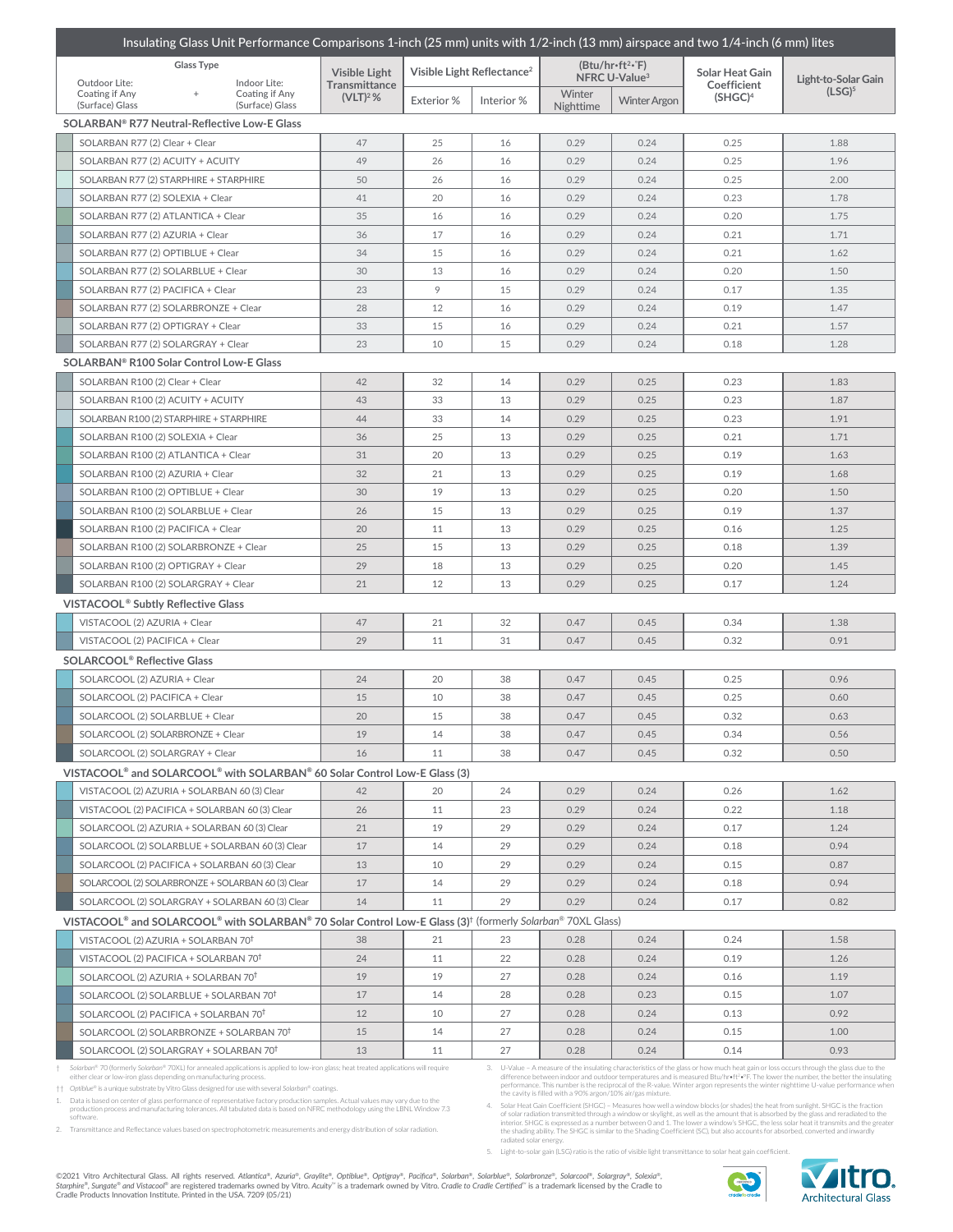# Insulating Glass Unit Performance Comparisons 1-inch (25 mm) units with 1/2-inch (13 mm) airspace and two 1/4-inch (6 mm) lites

| Glass Type: Outdoor Lite: Coating if Any (Surface) Glass + Indoor Lite: Coating if Any (Surface) Glass | Visible Light Transmittance (VLT)[2] % | Visible Light Reflectance[2] | | (Btu/hr•ft²•°F) NFRC U-Value[3] | | Solar Heat Gain Coefficient (SHGC)[4] | Light-to-Solar Gain (LSG)[5] |
|---|---|---|---|---|---|---|---|
| | | Exterior % | Interior % | Winter Nighttime | Winter Argon | | |
| **SOLARBAN® R77 Neutral-Reflective Low-E Glass** | | | | | | | |
| SOLARBAN R77 (2) Clear + Clear | 47 | 25 | 16 | 0.29 | 0.24 | 0.25 | 1.88 |
| SOLARBAN R77 (2) ACUITY + ACUITY | 49 | 26 | 16 | 0.29 | 0.24 | 0.25 | 1.96 |
| SOLARBAN R77 (2) STARPHIRE + STARPHIRE | 50 | 26 | 16 | 0.29 | 0.24 | 0.25 | 2.00 |
| SOLARBAN R77 (2) SOLEXIA + Clear | 41 | 20 | 16 | 0.29 | 0.24 | 0.23 | 1.78 |
| SOLARBAN R77 (2) ATLANTICA + Clear | 35 | 16 | 16 | 0.29 | 0.24 | 0.20 | 1.75 |
| SOLARBAN R77 (2) AZURIA + Clear | 36 | 17 | 16 | 0.29 | 0.24 | 0.21 | 1.71 |
| SOLARBAN R77 (2) OPTIBLUE + Clear | 34 | 15 | 16 | 0.29 | 0.24 | 0.21 | 1.62 |
| SOLARBAN R77 (2) SOLARBLUE + Clear | 30 | 13 | 16 | 0.29 | 0.24 | 0.20 | 1.50 |
| SOLARBAN R77 (2) PACIFICA + Clear | 23 | 9 | 15 | 0.29 | 0.24 | 0.17 | 1.35 |
| SOLARBAN R77 (2) SOLARBRONZE + Clear | 28 | 12 | 16 | 0.29 | 0.24 | 0.19 | 1.47 |
| SOLARBAN R77 (2) OPTIGRAY + Clear | 33 | 15 | 16 | 0.29 | 0.24 | 0.21 | 1.57 |
| SOLARBAN R77 (2) SOLARGRAY + Clear | 23 | 10 | 15 | 0.29 | 0.24 | 0.18 | 1.28 |
| **SOLARBAN® R100 Solar Control Low-E Glass** | | | | | | | |
| SOLARBAN R100 (2) Clear + Clear | 42 | 32 | 14 | 0.29 | 0.25 | 0.23 | 1.83 |
| SOLARBAN R100 (2) ACUITY + ACUITY | 43 | 33 | 13 | 0.29 | 0.25 | 0.23 | 1.87 |
| SOLARBAN R100 (2) STARPHIRE + STARPHIRE | 44 | 33 | 14 | 0.29 | 0.25 | 0.23 | 1.91 |
| SOLARBAN R100 (2) SOLEXIA + Clear | 36 | 25 | 13 | 0.29 | 0.25 | 0.21 | 1.71 |
| SOLARBAN R100 (2) ATLANTICA + Clear | 31 | 20 | 13 | 0.29 | 0.25 | 0.19 | 1.63 |
| SOLARBAN R100 (2) AZURIA + Clear | 32 | 21 | 13 | 0.29 | 0.25 | 0.19 | 1.68 |
| SOLARBAN R100 (2) OPTIBLUE + Clear | 30 | 19 | 13 | 0.29 | 0.25 | 0.20 | 1.50 |
| SOLARBAN R100 (2) SOLARBLUE + Clear | 26 | 15 | 13 | 0.29 | 0.25 | 0.19 | 1.37 |
| SOLARBAN R100 (2) PACIFICA + Clear | 20 | 11 | 13 | 0.29 | 0.25 | 0.16 | 1.25 |
| SOLARBAN R100 (2) SOLARBRONZE + Clear | 25 | 15 | 13 | 0.29 | 0.25 | 0.18 | 1.39 |
| SOLARBAN R100 (2) OPTIGRAY + Clear | 29 | 18 | 13 | 0.29 | 0.25 | 0.20 | 1.45 |
| SOLARBAN R100 (2) SOLARGRAY + Clear | 21 | 12 | 13 | 0.29 | 0.25 | 0.17 | 1.24 |
| **VISTACOOL® Subtly Reflective Glass** | | | | | | | |
| VISTACOOL (2) AZURIA + Clear | 47 | 21 | 32 | 0.47 | 0.45 | 0.34 | 1.38 |
| VISTACOOL (2) PACIFICA + Clear | 29 | 11 | 31 | 0.47 | 0.45 | 0.32 | 0.91 |
| **SOLARCOOL® Reflective Glass** | | | | | | | |
| SOLARCOOL (2) AZURIA + Clear | 24 | 20 | 38 | 0.47 | 0.45 | 0.25 | 0.96 |
| SOLARCOOL (2) PACIFICA + Clear | 15 | 10 | 38 | 0.47 | 0.45 | 0.25 | 0.60 |
| SOLARCOOL (2) SOLARBLUE + Clear | 20 | 15 | 38 | 0.47 | 0.45 | 0.32 | 0.63 |
| SOLARCOOL (2) SOLARBRONZE + Clear | 19 | 14 | 38 | 0.47 | 0.45 | 0.34 | 0.56 |
| SOLARCOOL (2) SOLARGRAY + Clear | 16 | 11 | 38 | 0.47 | 0.45 | 0.32 | 0.50 |
| **VISTACOOL® and SOLARCOOL® with SOLARBAN® 60 Solar Control Low-E Glass (3)** | | | | | | | |
| VISTACOOL (2) AZURIA + SOLARBAN 60 (3) Clear | 42 | 20 | 24 | 0.29 | 0.24 | 0.26 | 1.62 |
| VISTACOOL (2) PACIFICA + SOLARBAN 60 (3) Clear | 26 | 11 | 23 | 0.29 | 0.24 | 0.22 | 1.18 |
| SOLARCOOL (2) AZURIA + SOLARBAN 60 (3) Clear | 21 | 19 | 29 | 0.29 | 0.24 | 0.17 | 1.24 |
| SOLARCOOL (2) SOLARBLUE + SOLARBAN 60 (3) Clear | 17 | 14 | 29 | 0.29 | 0.24 | 0.18 | 0.94 |
| SOLARCOOL (2) PACIFICA + SOLARBAN 60 (3) Clear | 13 | 10 | 29 | 0.29 | 0.24 | 0.15 | 0.87 |
| SOLARCOOL (2) SOLARBRONZE + SOLARBAN 60 (3) Clear | 17 | 14 | 29 | 0.29 | 0.24 | 0.18 | 0.94 |
| SOLARCOOL (2) SOLARGRAY + SOLARBAN 60 (3) Clear | 14 | 11 | 29 | 0.29 | 0.24 | 0.17 | 0.82 |
| **VISTACOOL® and SOLARCOOL® with SOLARBAN® 70 Solar Control Low-E Glass (3)† (formerly *Solarban*® 70XL Glass)** | | | | | | | |
| VISTACOOL (2) AZURIA + SOLARBAN 70† | 38 | 21 | 23 | 0.28 | 0.24 | 0.24 | 1.58 |
| VISTACOOL (2) PACIFICA + SOLARBAN 70† | 24 | 11 | 22 | 0.28 | 0.24 | 0.19 | 1.26 |
| SOLARCOOL (2) AZURIA + SOLARBAN 70† | 19 | 19 | 27 | 0.28 | 0.24 | 0.16 | 1.19 |
| SOLARCOOL (2) SOLARBLUE + SOLARBAN 70† | 17 | 14 | 28 | 0.28 | 0.23 | 0.15 | 1.07 |
| SOLARCOOL (2) PACIFICA + SOLARBAN 70† | 12 | 10 | 27 | 0.28 | 0.24 | 0.13 | 0.92 |
| SOLARCOOL (2) SOLARBRONZE + SOLARBAN 70† | 15 | 14 | 27 | 0.28 | 0.24 | 0.15 | 1.00 |
| SOLARCOOL (2) SOLARGRAY + SOLARBAN 70† | 13 | 11 | 27 | 0.28 | 0.24 | 0.14 | 0.93 |

† *Solarban*® 70 (formerly *Solarban*® 70XL) for annealed applications is applied to low-iron glass; heat treated applications will require either clear or low-iron glass depending on manufacturing process.

†† *Optiblue*® is a unique substrate by Vitro Glass designed for use with several *Solarban*® coatings.

1. Data is based on center of glass performance of representative factory production samples. Actual values may vary due to the production process and manufacturing tolerances. All tabulated data is based on NFRC methodology using the LBNL Window 7.3 software.

2. Transmittance and Reflectance values based on spectrophotometric measurements and energy distribution of solar radiation.

3. U-Value – A measure of the insulating characteristics of the glass or how much heat gain or loss occurs through the glass due to the difference between indoor and outdoor temperatures and is measured Btu/hr•ft²•°F. The lower the number, the better the insulating performance. This number is the reciprocal of the R-value. Winter argon represents the winter nighttime U-value performance when the cavity is filled with a 90% argon/10% air/gas mixture.

4. Solar Heat Gain Coefficient (SHGC) – Measures how well a window blocks (or shades) the heat from sunlight. SHGC is the fraction of solar radiation transmitted through a window or skylight, as well as the amount that is absorbed by the glass and reradiated to the interior. SHGC is expressed as a number between 0 and 1. The lower a window's SHGC, the less solar heat it transmits and the greater the shading ability. The SHGC is similar to the Shading Coefficient (SC), but also accounts for absorbed, converted and inwardly radiated solar energy.

5. Light-to-solar gain (LSG) ratio is the ratio of visible light transmittance to solar heat gain coefficient.

©2021 Vitro Architectural Glass. All rights reserved. *Atlantica*®, *Azuria*®, *Graylite*®, *Optiblue*®, *Optigray*®, *Pacifica*®, *Solarban*®, *Solarblue*®, *Solarbronze*®, *Solarcool*®, *Solargray*®, *Solexia*®, *Starphire*®, *Sungate*® and *Vistacool*® are registered trademarks owned by Vitro. *Acuity*™ is a trademark owned by Vitro. *Cradle to Cradle Certified*™ is a trademark licensed by the Cradle to Cradle Products Innovation Institute. Printed in the USA. 7209 (05/21)

Vitro Architectural Glass